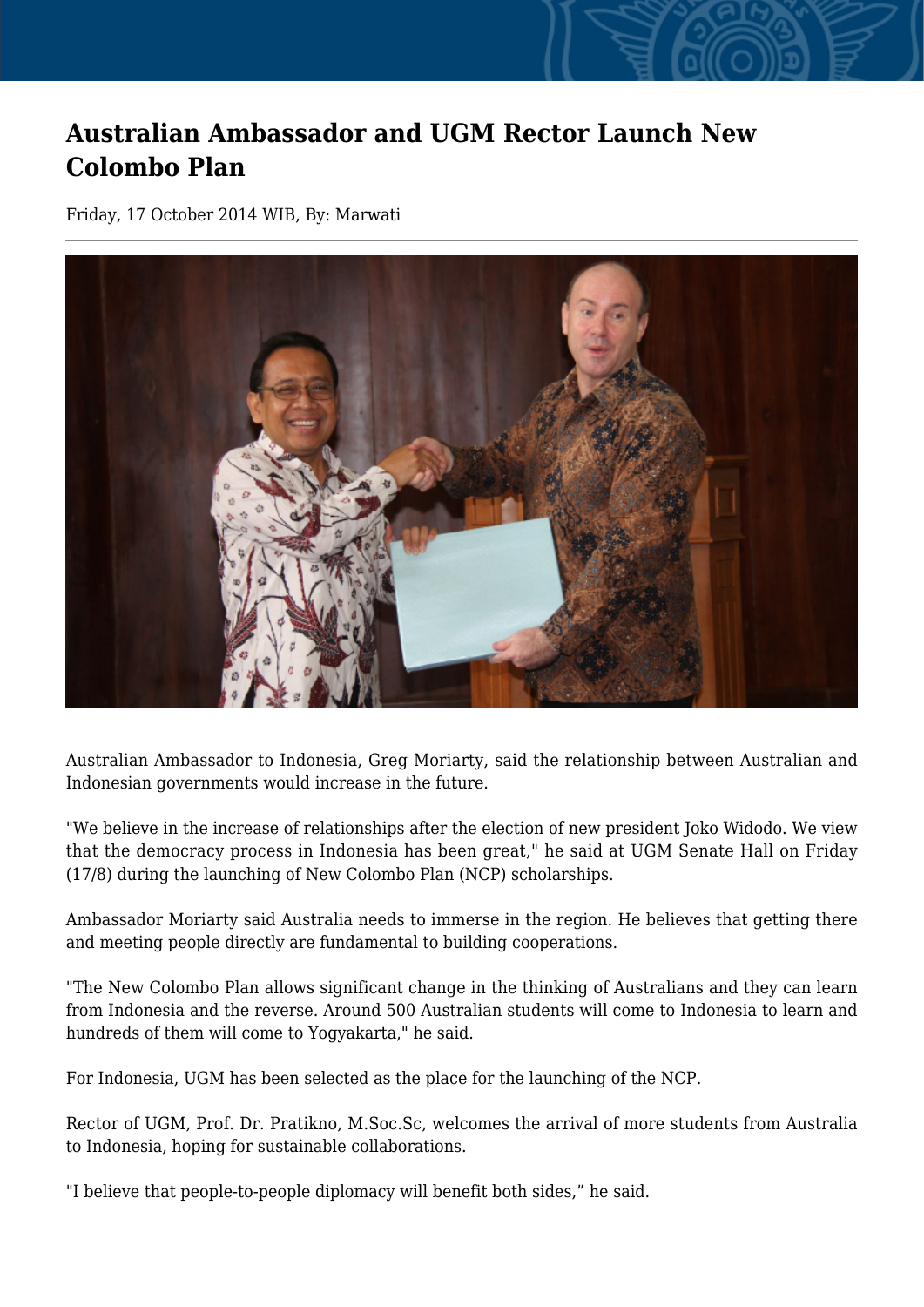# Australian Ambassador and UGM Rector Launch New Colombo Plan

Friday, 17 October 2014 WIB, By: Marwati

Australian Ambassador to Indonesia, Greg Moriarty, said the relationship between Australian and Indonesian governments would increase in the future.

"We believe in the increase of relationships after the election of new president Joko Widodo. We view that the democracy process in Indonesia has been great," he said at UGM Senate Hall on Friday (17/8) during the launching of New Colombo Plan (NCP) scholarships.

Ambassador Moriarty said Australia needs to immerse in the region. He believes that getting there and meeting people directly are fundamental to building cooperations.

"The New Colombo Plan allows significant change in the thinking of Australians and they can learn from Indonesia and the reverse. Around 500 Australian students will come to Indonesia to learn and hundreds of them will come to Yogyakarta," he said.

For Indonesia, UGM has been selected as the place for the launching of the NCP.

Rector of UGM, Prof. Dr. Pratikno, M.Soc.Sc, welcomes the arrival of more students from Australia to Indonesia, hoping for sustainable collaborations.

"I believe that people-to-people diplomacy will benefit both sides," he said.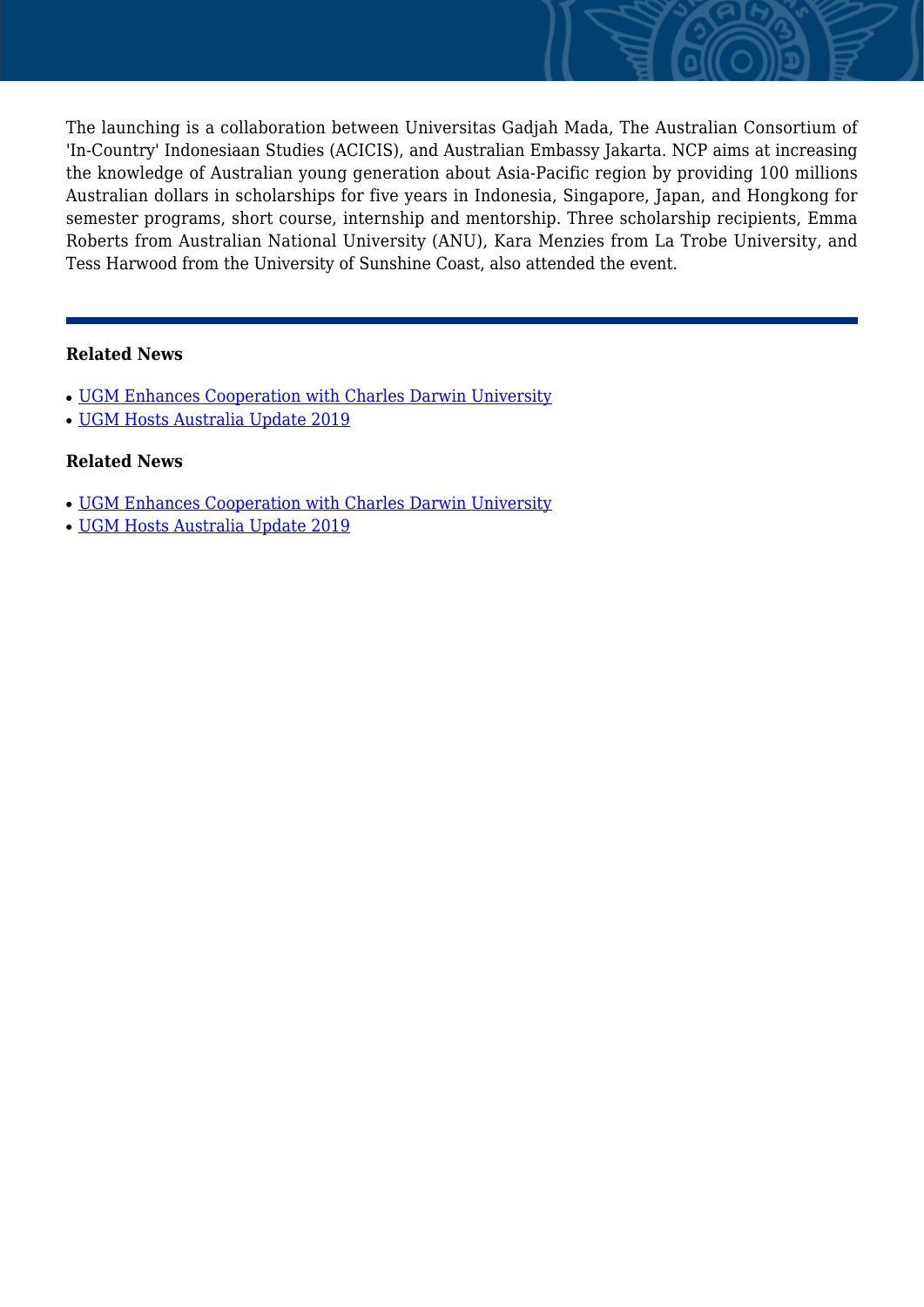The launching is a collaboration between Universitas Gadjah Mada, The Australian Consortium of 'In-Country' Indonesiaan Studies (ACICIS), and Australian Embassy Jakarta. NCP aims at increasing the knowledge of Australian young generation about Asia-Pacific region by providing 100 millions Australian dollars in scholarships for five years in Indonesia, Singapore, Japan, and Hongkong for semester programs, short course, internship and mentorship. Three scholarship recipients, Emma Roberts from Australian National University (ANU), Kara Menzies from La Trobe University, and Tess Harwood from the University of Sunshine Coast, also attended the event.

---

**Related News**

- UGM Enhances Cooperation with Charles Darwin University
- UGM Hosts Australia Update 2019

**Related News**

- UGM Enhances Cooperation with Charles Darwin University
- UGM Hosts Australia Update 2019